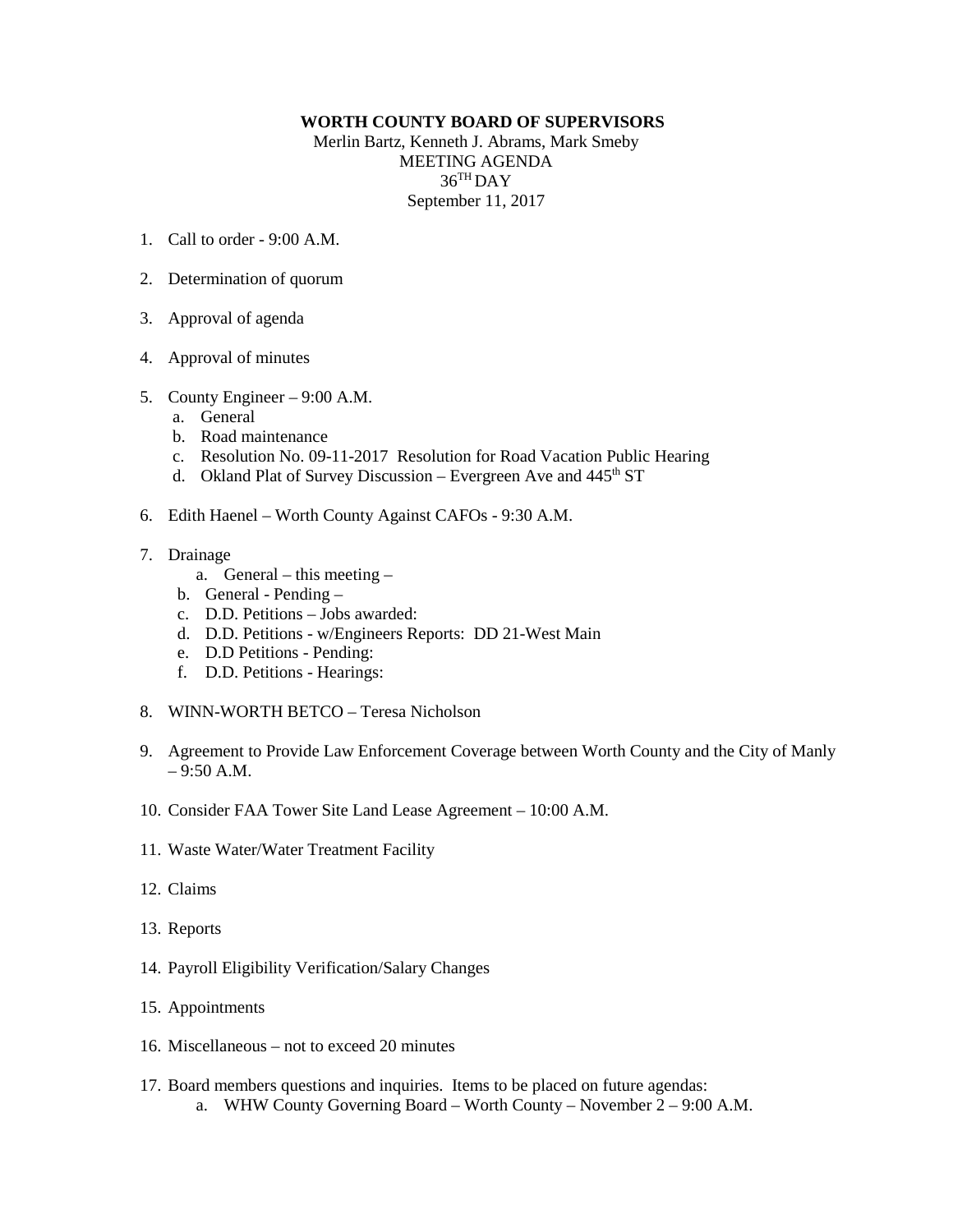**WORTH COUNTY BOARD OF SUPERVISORS**

Merlin Bartz, Kenneth J. Abrams, Mark Smeby
MEETING AGENDA
36TH DAY
September 11, 2017

1. Call to order - 9:00 A.M.

2. Determination of quorum

3. Approval of agenda

4. Approval of minutes

5. County Engineer – 9:00 A.M.
   a. General
   b. Road maintenance
   c. Resolution No. 09-11-2017 Resolution for Road Vacation Public Hearing
   d. Okland Plat of Survey Discussion – Evergreen Ave and 445th ST

6. Edith Haenel – Worth County Against CAFOs - 9:30 A.M.

7. Drainage
   a. General – this meeting –
   b. General - Pending –
   c. D.D. Petitions – Jobs awarded:
   d. D.D. Petitions - w/Engineers Reports: DD 21-West Main
   e. D.D Petitions - Pending:
   f. D.D. Petitions - Hearings:

8. WINN-WORTH BETCO – Teresa Nicholson

9. Agreement to Provide Law Enforcement Coverage between Worth County and the City of Manly – 9:50 A.M.

10. Consider FAA Tower Site Land Lease Agreement – 10:00 A.M.

11. Waste Water/Water Treatment Facility

12. Claims

13. Reports

14. Payroll Eligibility Verification/Salary Changes

15. Appointments

16. Miscellaneous – not to exceed 20 minutes

17. Board members questions and inquiries. Items to be placed on future agendas:
    a. WHW County Governing Board – Worth County – November 2 – 9:00 A.M.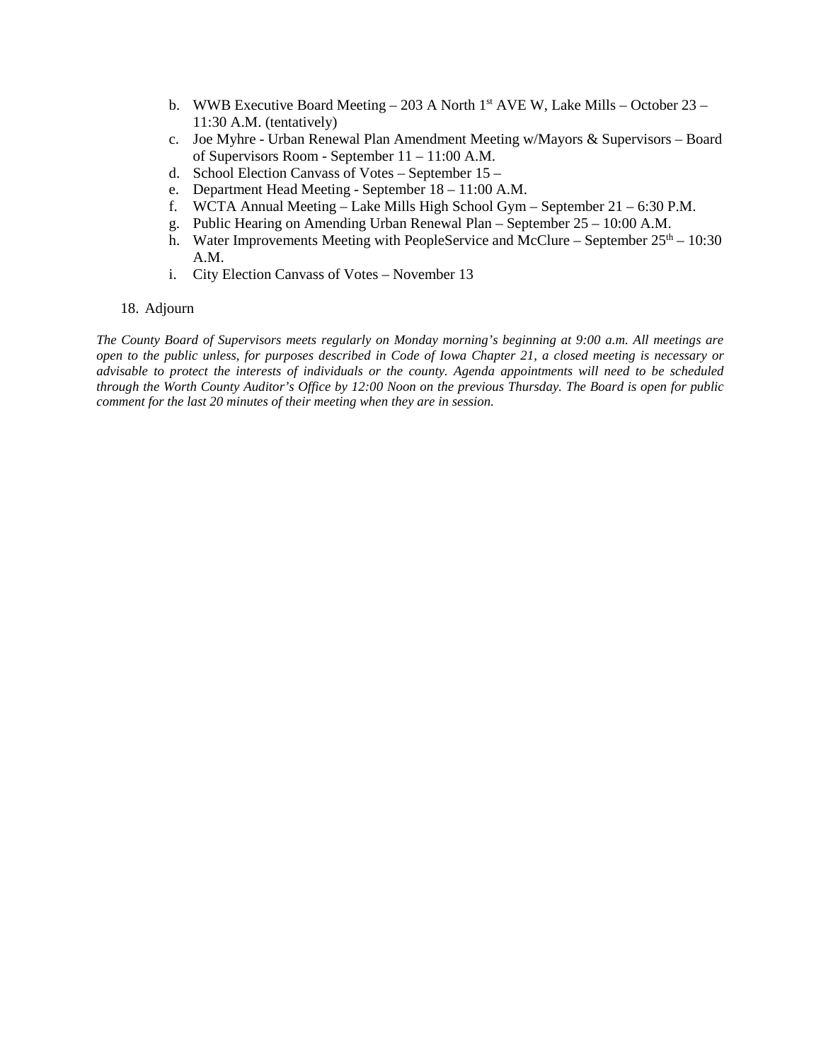b. WWB Executive Board Meeting – 203 A North 1st AVE W, Lake Mills – October 23 – 11:30 A.M. (tentatively)
c. Joe Myhre - Urban Renewal Plan Amendment Meeting w/Mayors & Supervisors – Board of Supervisors Room - September 11 – 11:00 A.M.
d. School Election Canvass of Votes – September 15 –
e. Department Head Meeting - September 18 – 11:00 A.M.
f. WCTA Annual Meeting – Lake Mills High School Gym – September 21 – 6:30 P.M.
g. Public Hearing on Amending Urban Renewal Plan – September 25 – 10:00 A.M.
h. Water Improvements Meeting with PeopleService and McClure – September 25th – 10:30 A.M.
i. City Election Canvass of Votes – November 13

18. Adjourn

*The County Board of Supervisors meets regularly on Monday morning's beginning at 9:00 a.m. All meetings are open to the public unless, for purposes described in Code of Iowa Chapter 21, a closed meeting is necessary or advisable to protect the interests of individuals or the county. Agenda appointments will need to be scheduled through the Worth County Auditor's Office by 12:00 Noon on the previous Thursday. The Board is open for public comment for the last 20 minutes of their meeting when they are in session.*